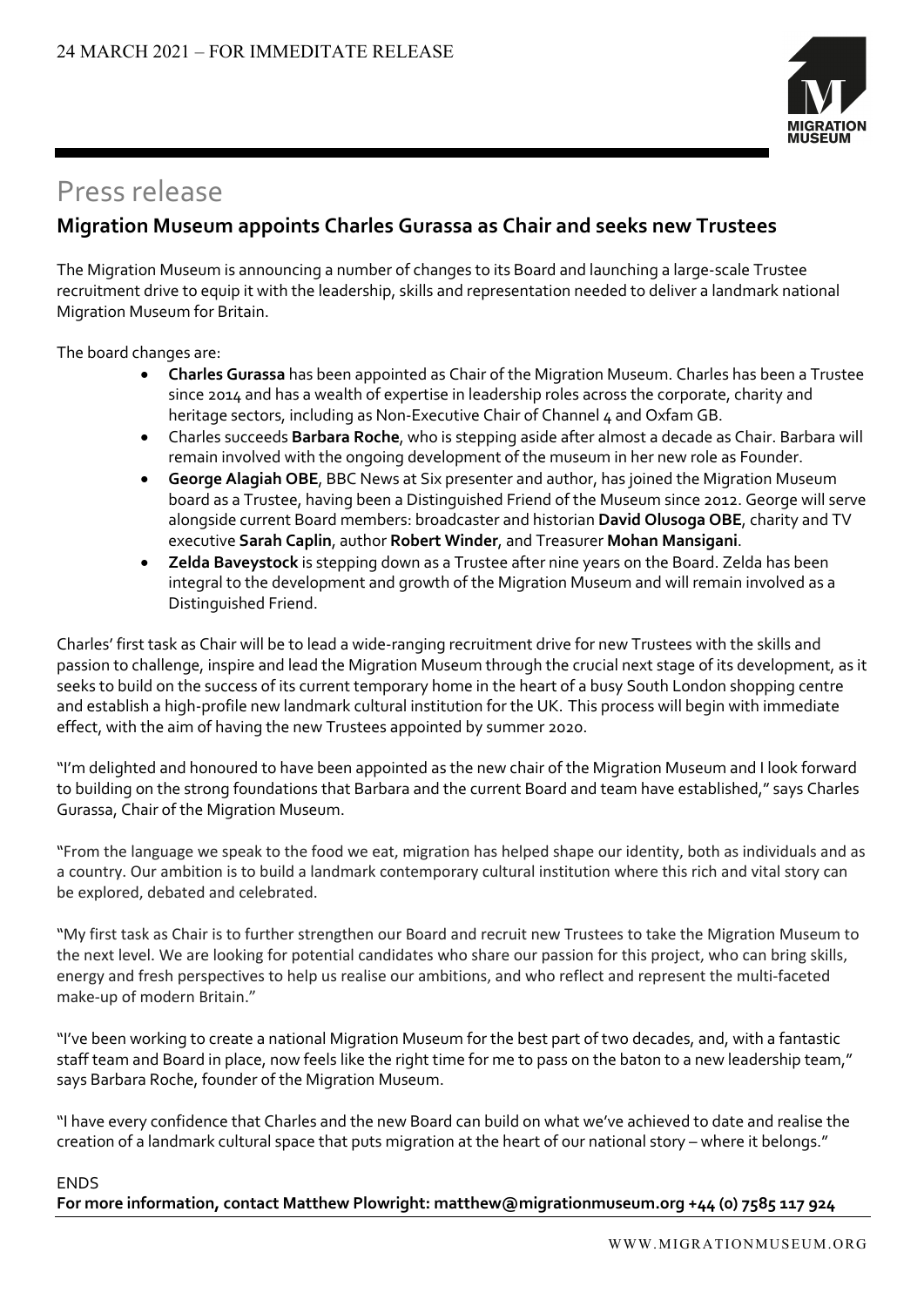24 MARCH 2021 – FOR IMMEDITATE RELEASE

# Press release

## Migration Museum appoints Charles Gurassa as Chair and seeks new Trustees

The Migration Museum is announcing a number of changes to its Board and launching a large-scale Trustee recruitment drive to equip it with the leadership, skills and representation needed to deliver a landmark national Migration Museum for Britain.

The board changes are:

- **Charles Gurassa** has been appointed as Chair of the Migration Museum. Charles has been a Trustee since 2014 and has a wealth of expertise in leadership roles across the corporate, charity and heritage sectors, including as Non-Executive Chair of Channel 4 and Oxfam GB.
- Charles succeeds **Barbara Roche**, who is stepping aside after almost a decade as Chair. Barbara will remain involved with the ongoing development of the museum in her new role as Founder.
- **George Alagiah OBE**, BBC News at Six presenter and author, has joined the Migration Museum board as a Trustee, having been a Distinguished Friend of the Museum since 2012. George will serve alongside current Board members: broadcaster and historian **David Olusoga OBE**, charity and TV executive **Sarah Caplin**, author **Robert Winder**, and Treasurer **Mohan Mansigani**.
- **Zelda Baveystock** is stepping down as a Trustee after nine years on the Board. Zelda has been integral to the development and growth of the Migration Museum and will remain involved as a Distinguished Friend.

Charles' first task as Chair will be to lead a wide-ranging recruitment drive for new Trustees with the skills and passion to challenge, inspire and lead the Migration Museum through the crucial next stage of its development, as it seeks to build on the success of its current temporary home in the heart of a busy South London shopping centre and establish a high-profile new landmark cultural institution for the UK. This process will begin with immediate effect, with the aim of having the new Trustees appointed by summer 2020.

"I'm delighted and honoured to have been appointed as the new chair of the Migration Museum and I look forward to building on the strong foundations that Barbara and the current Board and team have established," says Charles Gurassa, Chair of the Migration Museum.

"From the language we speak to the food we eat, migration has helped shape our identity, both as individuals and as a country. Our ambition is to build a landmark contemporary cultural institution where this rich and vital story can be explored, debated and celebrated.

"My first task as Chair is to further strengthen our Board and recruit new Trustees to take the Migration Museum to the next level. We are looking for potential candidates who share our passion for this project, who can bring skills, energy and fresh perspectives to help us realise our ambitions, and who reflect and represent the multi-faceted make-up of modern Britain."

"I've been working to create a national Migration Museum for the best part of two decades, and, with a fantastic staff team and Board in place, now feels like the right time for me to pass on the baton to a new leadership team," says Barbara Roche, founder of the Migration Museum.

"I have every confidence that Charles and the new Board can build on what we've achieved to date and realise the creation of a landmark cultural space that puts migration at the heart of our national story – where it belongs."

ENDS

**For more information, contact Matthew Plowright: matthew@migrationmuseum.org +44 (0) 7585 117 924**

WWW.MIGRATIONMUSEUM.ORG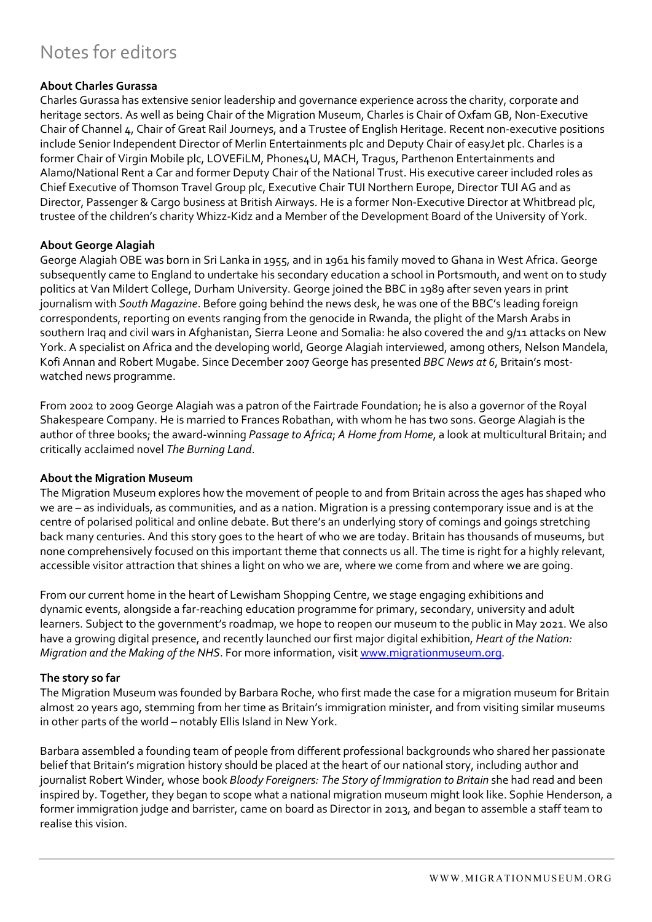# Notes for editors

**About Charles Gurassa**

Charles Gurassa has extensive senior leadership and governance experience across the charity, corporate and heritage sectors. As well as being Chair of the Migration Museum, Charles is Chair of Oxfam GB, Non-Executive Chair of Channel 4, Chair of Great Rail Journeys, and a Trustee of English Heritage. Recent non-executive positions include Senior Independent Director of Merlin Entertainments plc and Deputy Chair of easyJet plc. Charles is a former Chair of Virgin Mobile plc, LOVEFiLM, Phones4U, MACH, Tragus, Parthenon Entertainments and Alamo/National Rent a Car and former Deputy Chair of the National Trust. His executive career included roles as Chief Executive of Thomson Travel Group plc, Executive Chair TUI Northern Europe, Director TUI AG and as Director, Passenger & Cargo business at British Airways. He is a former Non-Executive Director at Whitbread plc, trustee of the children's charity Whizz-Kidz and a Member of the Development Board of the University of York.

**About George Alagiah**

George Alagiah OBE was born in Sri Lanka in 1955, and in 1961 his family moved to Ghana in West Africa. George subsequently came to England to undertake his secondary education a school in Portsmouth, and went on to study politics at Van Mildert College, Durham University. George joined the BBC in 1989 after seven years in print journalism with *South Magazine*. Before going behind the news desk, he was one of the BBC's leading foreign correspondents, reporting on events ranging from the genocide in Rwanda, the plight of the Marsh Arabs in southern Iraq and civil wars in Afghanistan, Sierra Leone and Somalia: he also covered the and 9/11 attacks on New York. A specialist on Africa and the developing world, George Alagiah interviewed, among others, Nelson Mandela, Kofi Annan and Robert Mugabe. Since December 2007 George has presented *BBC News at 6*, Britain's most-watched news programme.

From 2002 to 2009 George Alagiah was a patron of the Fairtrade Foundation; he is also a governor of the Royal Shakespeare Company. He is married to Frances Robathan, with whom he has two sons. George Alagiah is the author of three books; the award-winning *Passage to Africa*; *A Home from Home*, a look at multicultural Britain; and critically acclaimed novel *The Burning Land*.

**About the Migration Museum**

The Migration Museum explores how the movement of people to and from Britain across the ages has shaped who we are – as individuals, as communities, and as a nation. Migration is a pressing contemporary issue and is at the centre of polarised political and online debate. But there's an underlying story of comings and goings stretching back many centuries. And this story goes to the heart of who we are today. Britain has thousands of museums, but none comprehensively focused on this important theme that connects us all. The time is right for a highly relevant, accessible visitor attraction that shines a light on who we are, where we come from and where we are going.

From our current home in the heart of Lewisham Shopping Centre, we stage engaging exhibitions and dynamic events, alongside a far-reaching education programme for primary, secondary, university and adult learners. Subject to the government's roadmap, we hope to reopen our museum to the public in May 2021. We also have a growing digital presence, and recently launched our first major digital exhibition, *Heart of the Nation: Migration and the Making of the NHS*. For more information, visit [www.migrationmuseum.org](www.migrationmuseum.org).

**The story so far**

The Migration Museum was founded by Barbara Roche, who first made the case for a migration museum for Britain almost 20 years ago, stemming from her time as Britain's immigration minister, and from visiting similar museums in other parts of the world – notably Ellis Island in New York.

Barbara assembled a founding team of people from different professional backgrounds who shared her passionate belief that Britain's migration history should be placed at the heart of our national story, including author and journalist Robert Winder, whose book *Bloody Foreigners: The Story of Immigration to Britain* she had read and been inspired by. Together, they began to scope what a national migration museum might look like. Sophie Henderson, a former immigration judge and barrister, came on board as Director in 2013, and began to assemble a staff team to realise this vision.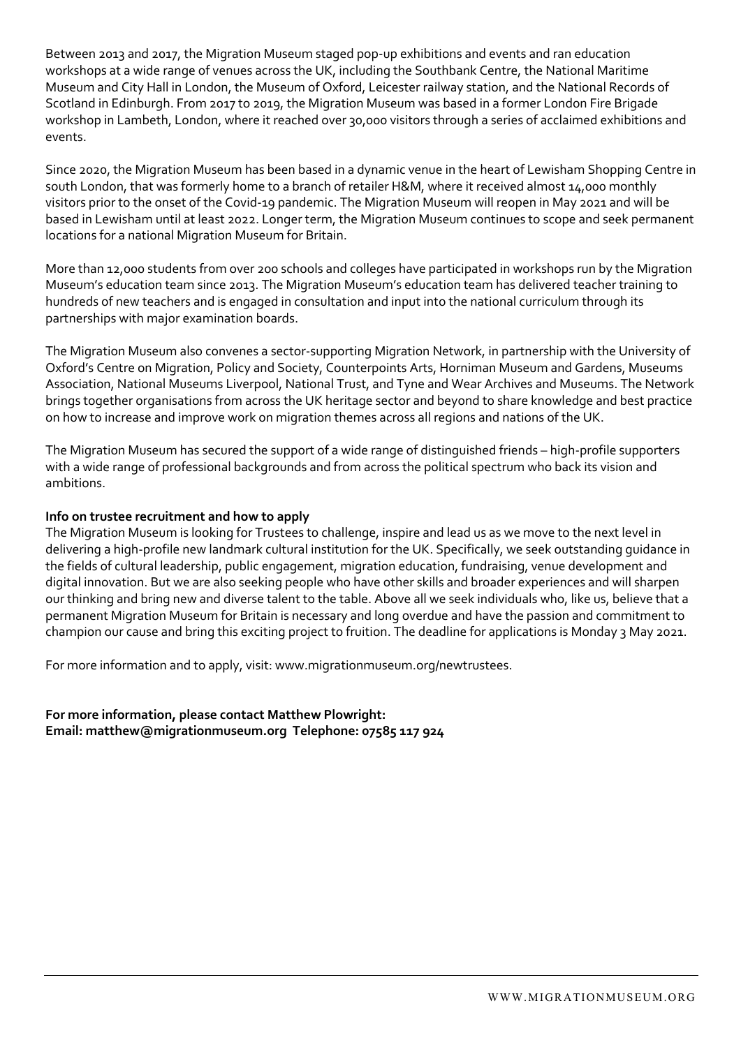Between 2013 and 2017, the Migration Museum staged pop-up exhibitions and events and ran education workshops at a wide range of venues across the UK, including the Southbank Centre, the National Maritime Museum and City Hall in London, the Museum of Oxford, Leicester railway station, and the National Records of Scotland in Edinburgh. From 2017 to 2019, the Migration Museum was based in a former London Fire Brigade workshop in Lambeth, London, where it reached over 30,000 visitors through a series of acclaimed exhibitions and events.

Since 2020, the Migration Museum has been based in a dynamic venue in the heart of Lewisham Shopping Centre in south London, that was formerly home to a branch of retailer H&M, where it received almost 14,000 monthly visitors prior to the onset of the Covid-19 pandemic. The Migration Museum will reopen in May 2021 and will be based in Lewisham until at least 2022. Longer term, the Migration Museum continues to scope and seek permanent locations for a national Migration Museum for Britain.

More than 12,000 students from over 200 schools and colleges have participated in workshops run by the Migration Museum's education team since 2013. The Migration Museum's education team has delivered teacher training to hundreds of new teachers and is engaged in consultation and input into the national curriculum through its partnerships with major examination boards.

The Migration Museum also convenes a sector-supporting Migration Network, in partnership with the University of Oxford's Centre on Migration, Policy and Society, Counterpoints Arts, Horniman Museum and Gardens, Museums Association, National Museums Liverpool, National Trust, and Tyne and Wear Archives and Museums. The Network brings together organisations from across the UK heritage sector and beyond to share knowledge and best practice on how to increase and improve work on migration themes across all regions and nations of the UK.

The Migration Museum has secured the support of a wide range of distinguished friends – high-profile supporters with a wide range of professional backgrounds and from across the political spectrum who back its vision and ambitions.

**Info on trustee recruitment and how to apply**

The Migration Museum is looking for Trustees to challenge, inspire and lead us as we move to the next level in delivering a high-profile new landmark cultural institution for the UK. Specifically, we seek outstanding guidance in the fields of cultural leadership, public engagement, migration education, fundraising, venue development and digital innovation. But we are also seeking people who have other skills and broader experiences and will sharpen our thinking and bring new and diverse talent to the table. Above all we seek individuals who, like us, believe that a permanent Migration Museum for Britain is necessary and long overdue and have the passion and commitment to champion our cause and bring this exciting project to fruition. The deadline for applications is Monday 3 May 2021.

For more information and to apply, visit: www.migrationmuseum.org/newtrustees.

**For more information, please contact Matthew Plowright:**
**Email: matthew@migrationmuseum.org Telephone: 07585 117 924**